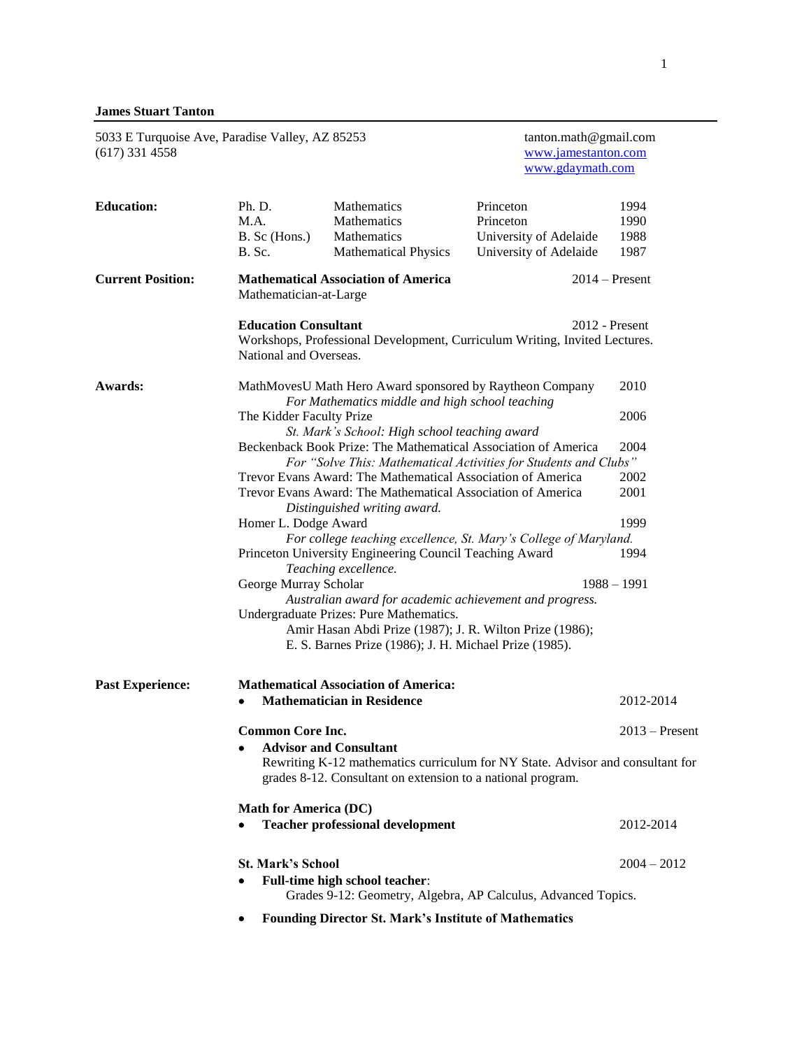# James Stuart Tanton

5033 E Turquoise Ave, Paradise Valley, AZ 85253
(617) 331 4558

tanton.math@gmail.com
www.jamestanton.com
www.gdaymath.com

## Education:

| Degree | Field | Institution | Year |
|---|---|---|---|
| Ph. D. | Mathematics | Princeton | 1994 |
| M.A. | Mathematics | Princeton | 1990 |
| B. Sc (Hons.) | Mathematics | University of Adelaide | 1988 |
| B. Sc. | Mathematical Physics | University of Adelaide | 1987 |

## Current Position:

**Mathematical Association of America** — 2014 – Present
Mathematician-at-Large

**Education Consultant** — 2012 - Present
Workshops, Professional Development, Curriculum Writing, Invited Lectures. National and Overseas.

## Awards:

MathMovesU Math Hero Award sponsored by Raytheon Company — 2010
*For Mathematics middle and high school teaching*

The Kidder Faculty Prize — 2006
*St. Mark's School: High school teaching award*

Beckenback Book Prize: The Mathematical Association of America — 2004
*For "Solve This: Mathematical Activities for Students and Clubs"*

Trevor Evans Award: The Mathematical Association of America — 2002

Trevor Evans Award: The Mathematical Association of America — 2001
*Distinguished writing award.*

Homer L. Dodge Award — 1999
*For college teaching excellence, St. Mary's College of Maryland.*

Princeton University Engineering Council Teaching Award — 1994
*Teaching excellence.*

George Murray Scholar — 1988 – 1991
*Australian award for academic achievement and progress.*

Undergraduate Prizes: Pure Mathematics.
Amir Hasan Abdi Prize (1987); J. R. Wilton Prize (1986);
E. S. Barnes Prize (1986); J. H. Michael Prize (1985).

## Past Experience:

**Mathematical Association of America:**

- **Mathematician in Residence** — 2012-2014

**Common Core Inc.** — 2013 – Present

- **Advisor and Consultant**
  Rewriting K-12 mathematics curriculum for NY State. Advisor and consultant for grades 8-12. Consultant on extension to a national program.

**Math for America (DC)**

- **Teacher professional development** — 2012-2014

**St. Mark's School** — 2004 – 2012

- **Full-time high school teacher**:
  Grades 9-12: Geometry, Algebra, AP Calculus, Advanced Topics.
- **Founding Director St. Mark's Institute of Mathematics**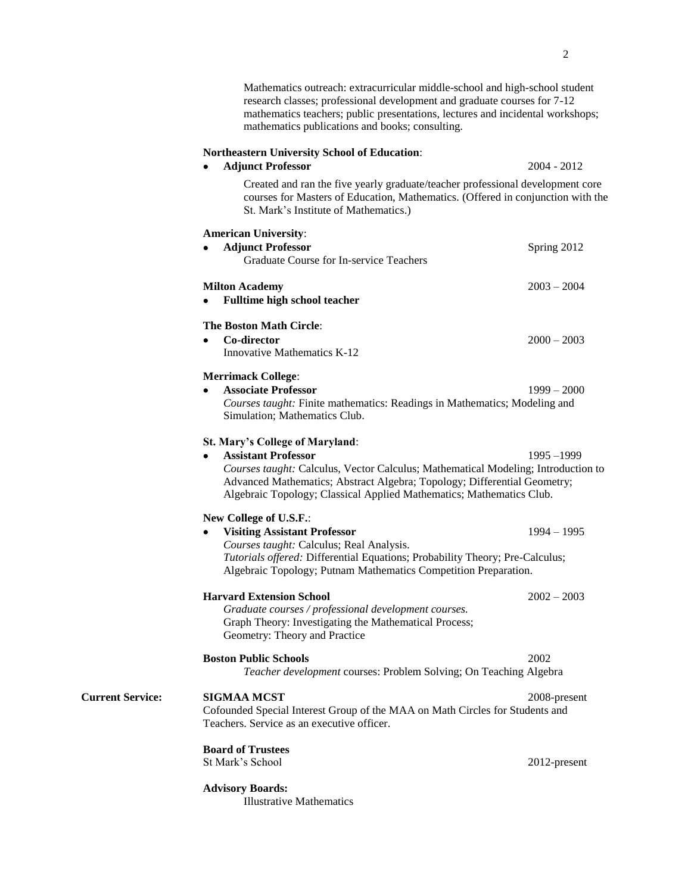Mathematics outreach: extracurricular middle-school and high-school student research classes; professional development and graduate courses for 7-12 mathematics teachers; public presentations, lectures and incidental workshops; mathematics publications and books; consulting.

**Northeastern University School of Education**:

- **Adjunct Professor** — 2004 - 2012

  Created and ran the five yearly graduate/teacher professional development core courses for Masters of Education, Mathematics. (Offered in conjunction with the St. Mark's Institute of Mathematics.)

**American University**:

- **Adjunct Professor** — Spring 2012

  Graduate Course for In-service Teachers

**Milton Academy** — 2003 – 2004

- **Fulltime high school teacher**

**The Boston Math Circle**:

- **Co-director** — 2000 – 2003

  Innovative Mathematics K-12

**Merrimack College**:

- **Associate Professor** — 1999 – 2000

  *Courses taught:* Finite mathematics: Readings in Mathematics; Modeling and Simulation; Mathematics Club.

**St. Mary's College of Maryland**:

- **Assistant Professor** — 1995 –1999

  *Courses taught:* Calculus, Vector Calculus; Mathematical Modeling; Introduction to Advanced Mathematics; Abstract Algebra; Topology; Differential Geometry; Algebraic Topology; Classical Applied Mathematics; Mathematics Club.

**New College of U.S.F.**:

- **Visiting Assistant Professor** — 1994 – 1995

  *Courses taught:* Calculus; Real Analysis.

  *Tutorials offered:* Differential Equations; Probability Theory; Pre-Calculus; Algebraic Topology; Putnam Mathematics Competition Preparation.

**Harvard Extension School** — 2002 – 2003

*Graduate courses / professional development courses.*
Graph Theory: Investigating the Mathematical Process;
Geometry: Theory and Practice

**Boston Public Schools** — 2002

*Teacher development* courses: Problem Solving; On Teaching Algebra

**Current Service:**

**SIGMAA MCST** — 2008-present

Cofounded Special Interest Group of the MAA on Math Circles for Students and Teachers. Service as an executive officer.

**Board of Trustees**

St Mark's School — 2012-present

**Advisory Boards:**

Illustrative Mathematics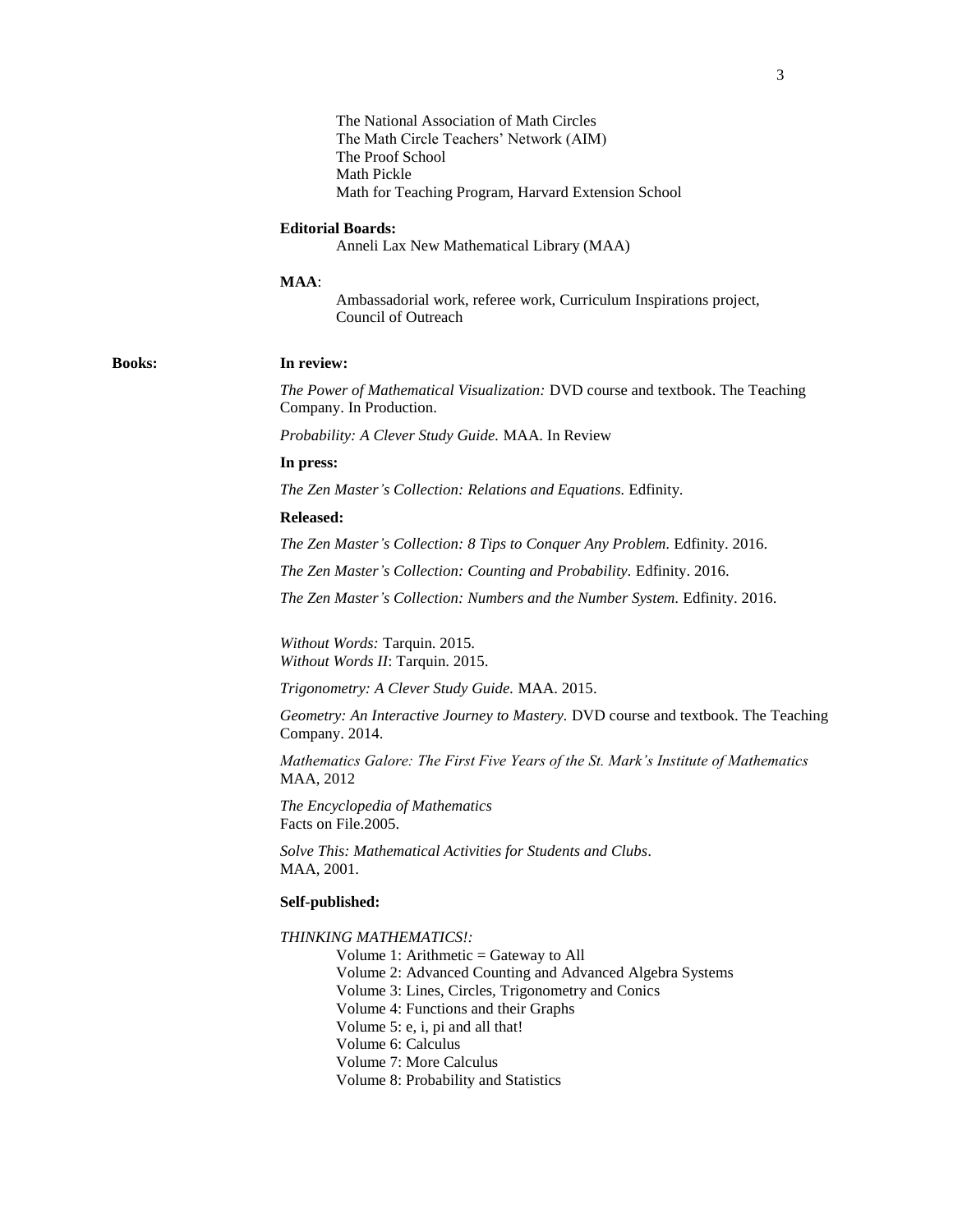The National Association of Math Circles
The Math Circle Teachers' Network (AIM)
The Proof School
Math Pickle
Math for Teaching Program, Harvard Extension School

**Editorial Boards:**

Anneli Lax New Mathematical Library (MAA)

**MAA**:

Ambassadorial work, referee work, Curriculum Inspirations project, Council of Outreach

## Books:

**In review:**

*The Power of Mathematical Visualization:* DVD course and textbook. The Teaching Company. In Production.

*Probability: A Clever Study Guide.* MAA. In Review

**In press:**

*The Zen Master's Collection: Relations and Equations.* Edfinity.

**Released:**

*The Zen Master's Collection: 8 Tips to Conquer Any Problem.* Edfinity. 2016.

*The Zen Master's Collection: Counting and Probability.* Edfinity. 2016.

*The Zen Master's Collection: Numbers and the Number System.* Edfinity. 2016.

*Without Words:* Tarquin. 2015.
*Without Words II*: Tarquin. 2015.

*Trigonometry: A Clever Study Guide.* MAA. 2015.

*Geometry: An Interactive Journey to Mastery.* DVD course and textbook. The Teaching Company. 2014.

*Mathematics Galore: The First Five Years of the St. Mark's Institute of Mathematics*
MAA, 2012

*The Encyclopedia of Mathematics*
Facts on File.2005.

*Solve This: Mathematical Activities for Students and Clubs*.
MAA, 2001.

**Self-published:**

*THINKING MATHEMATICS!:*

Volume 1: Arithmetic = Gateway to All
Volume 2: Advanced Counting and Advanced Algebra Systems
Volume 3: Lines, Circles, Trigonometry and Conics
Volume 4: Functions and their Graphs
Volume 5: e, i, pi and all that!
Volume 6: Calculus
Volume 7: More Calculus
Volume 8: Probability and Statistics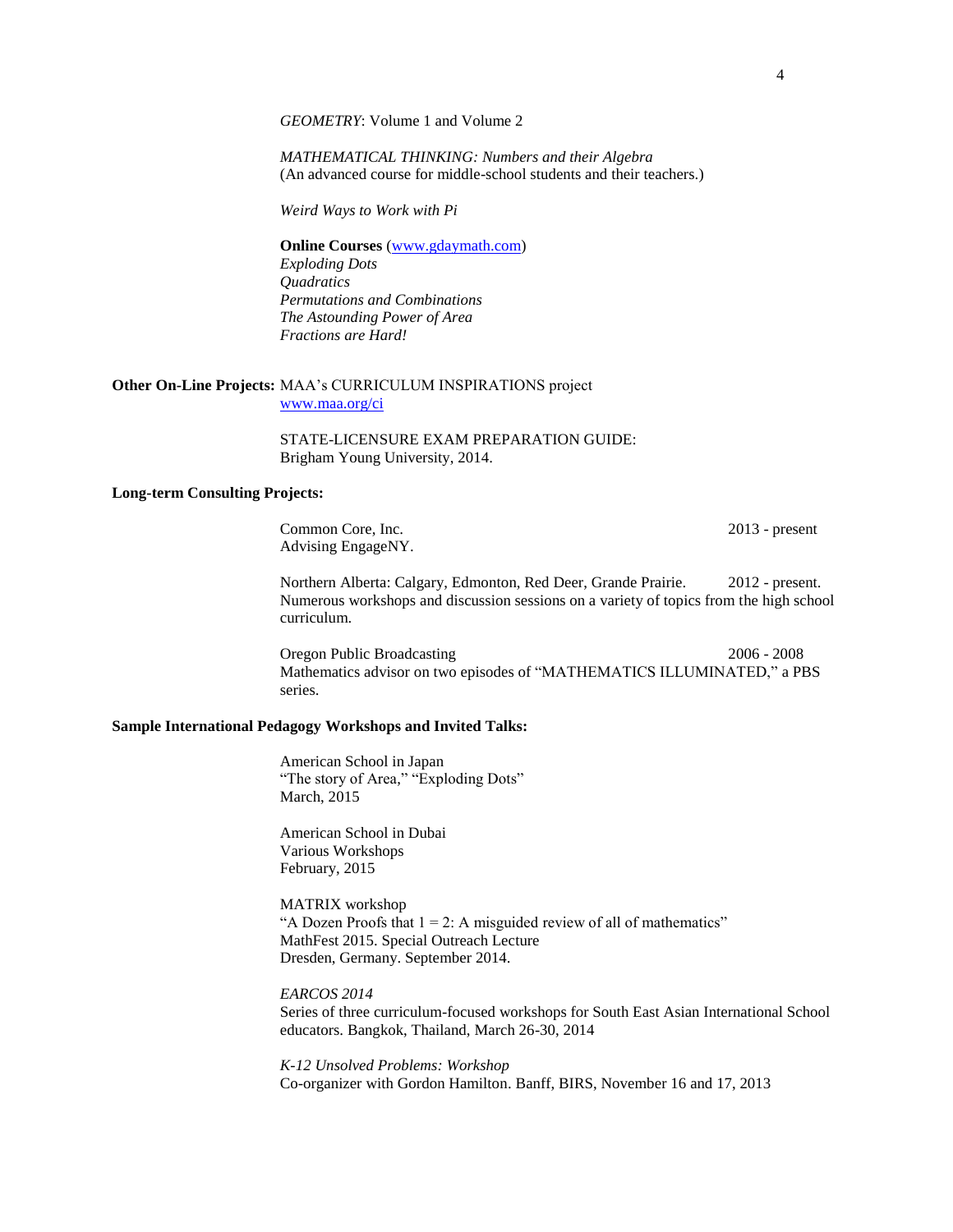*GEOMETRY*: Volume 1 and Volume 2

*MATHEMATICAL THINKING: Numbers and their Algebra*
(An advanced course for middle-school students and their teachers.)

*Weird Ways to Work with Pi*

**Online Courses** (www.gdaymath.com)
*Exploding Dots*
*Quadratics*
*Permutations and Combinations*
*The Astounding Power of Area*
*Fractions are Hard!*

**Other On-Line Projects:** MAA's CURRICULUM INSPIRATIONS project
www.maa.org/ci

STATE-LICENSURE EXAM PREPARATION GUIDE:
Brigham Young University, 2014.

**Long-term Consulting Projects:**

Common Core, Inc. — 2013 - present
Advising EngageNY.

Northern Alberta: Calgary, Edmonton, Red Deer, Grande Prairie. — 2012 - present.
Numerous workshops and discussion sessions on a variety of topics from the high school curriculum.

Oregon Public Broadcasting — 2006 - 2008
Mathematics advisor on two episodes of "MATHEMATICS ILLUMINATED," a PBS series.

**Sample International Pedagogy Workshops and Invited Talks:**

American School in Japan
"The story of Area," "Exploding Dots"
March, 2015

American School in Dubai
Various Workshops
February, 2015

MATRIX workshop
"A Dozen Proofs that 1 = 2: A misguided review of all of mathematics"
MathFest 2015. Special Outreach Lecture
Dresden, Germany. September 2014.

*EARCOS 2014*
Series of three curriculum-focused workshops for South East Asian International School educators. Bangkok, Thailand, March 26-30, 2014

*K-12 Unsolved Problems: Workshop*
Co-organizer with Gordon Hamilton. Banff, BIRS, November 16 and 17, 2013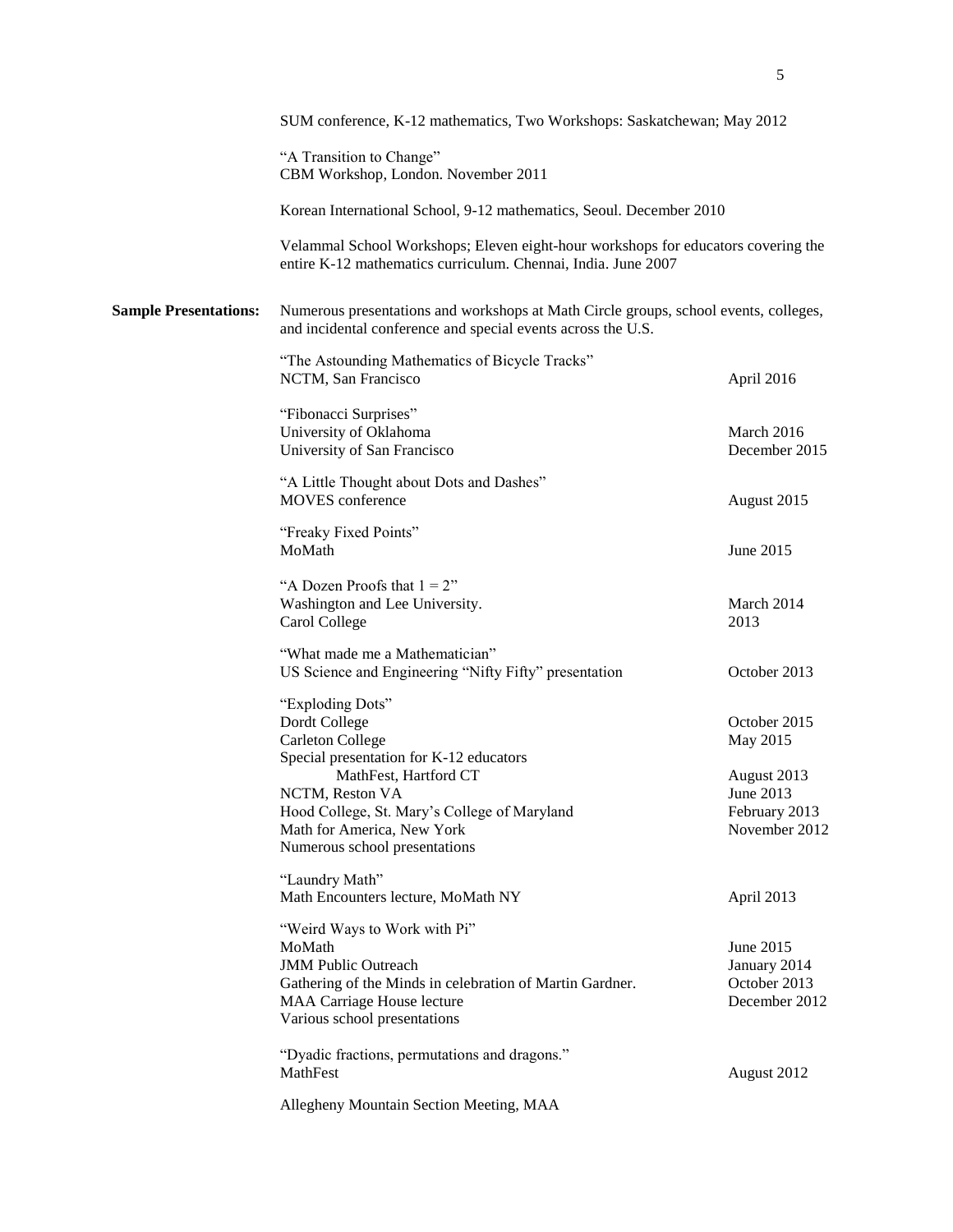SUM conference, K-12 mathematics, Two Workshops: Saskatchewan; May 2012

"A Transition to Change"
CBM Workshop, London. November 2011

Korean International School, 9-12 mathematics, Seoul. December 2010

Velammal School Workshops; Eleven eight-hour workshops for educators covering the entire K-12 mathematics curriculum. Chennai, India. June 2007

**Sample Presentations:** Numerous presentations and workshops at Math Circle groups, school events, colleges, and incidental conference and special events across the U.S.

"The Astounding Mathematics of Bicycle Tracks"
NCTM, San Francisco — April 2016

"Fibonacci Surprises"
University of Oklahoma — March 2016
University of San Francisco — December 2015

"A Little Thought about Dots and Dashes"
MOVES conference — August 2015

"Freaky Fixed Points"
MoMath — June 2015

"A Dozen Proofs that 1 = 2"
Washington and Lee University. — March 2014
Carol College — 2013

"What made me a Mathematician"
US Science and Engineering "Nifty Fifty" presentation — October 2013

"Exploding Dots"
Dordt College — October 2015
Carleton College — May 2015
Special presentation for K-12 educators
MathFest, Hartford CT — August 2013
NCTM, Reston VA — June 2013
Hood College, St. Mary's College of Maryland — February 2013
Math for America, New York — November 2012
Numerous school presentations

"Laundry Math"
Math Encounters lecture, MoMath NY — April 2013

"Weird Ways to Work with Pi"
MoMath — June 2015
JMM Public Outreach — January 2014
Gathering of the Minds in celebration of Martin Gardner. — October 2013
MAA Carriage House lecture — December 2012
Various school presentations

"Dyadic fractions, permutations and dragons."
MathFest — August 2012

Allegheny Mountain Section Meeting, MAA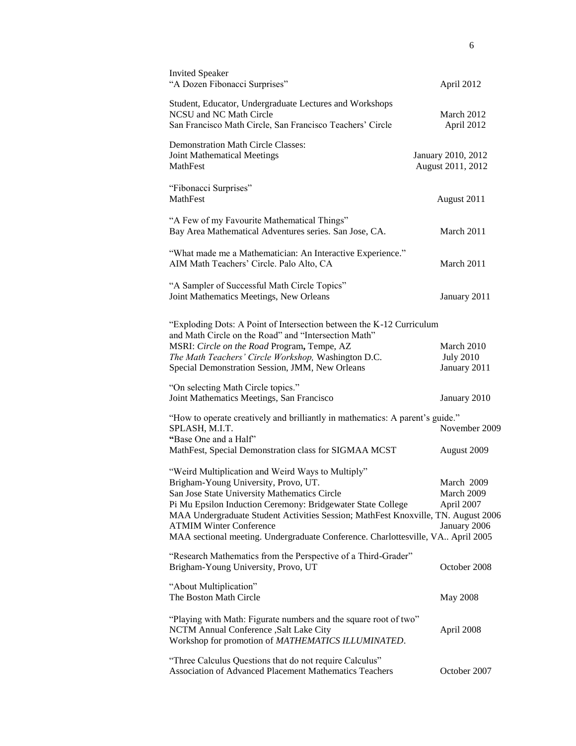Invited Speaker
"A Dozen Fibonacci Surprises" April 2012

Student, Educator, Undergraduate Lectures and Workshops
NCSU and NC Math Circle March 2012
San Francisco Math Circle, San Francisco Teachers' Circle April 2012

Demonstration Math Circle Classes:
Joint Mathematical Meetings January 2010, 2012
MathFest August 2011, 2012

"Fibonacci Surprises"
MathFest August 2011

"A Few of my Favourite Mathematical Things"
Bay Area Mathematical Adventures series. San Jose, CA. March 2011

"What made me a Mathematician: An Interactive Experience."
AIM Math Teachers' Circle. Palo Alto, CA March 2011

"A Sampler of Successful Math Circle Topics"
Joint Mathematics Meetings, New Orleans January 2011

"Exploding Dots: A Point of Intersection between the K-12 Curriculum and Math Circle on the Road" and "Intersection Math"
MSRI: *Circle on the Road* Program**,** Tempe, AZ March 2010
*The Math Teachers' Circle Workshop,* Washington D.C. July 2010
Special Demonstration Session, JMM, New Orleans January 2011

"On selecting Math Circle topics."
Joint Mathematics Meetings, San Francisco January 2010

"How to operate creatively and brilliantly in mathematics: A parent's guide."
SPLASH, M.I.T. November 2009
**"**Base One and a Half"
MathFest, Special Demonstration class for SIGMAA MCST August 2009

"Weird Multiplication and Weird Ways to Multiply"
Brigham-Young University, Provo, UT. March 2009
San Jose State University Mathematics Circle March 2009
Pi Mu Epsilon Induction Ceremony: Bridgewater State College April 2007
MAA Undergraduate Student Activities Session; MathFest Knoxville, TN. August 2006
ATMIM Winter Conference January 2006
MAA sectional meeting. Undergraduate Conference. Charlottesville, VA.. April 2005

"Research Mathematics from the Perspective of a Third-Grader"
Brigham-Young University, Provo, UT October 2008

"About Multiplication"
The Boston Math Circle May 2008

"Playing with Math: Figurate numbers and the square root of two"
NCTM Annual Conference ,Salt Lake City April 2008
Workshop for promotion of *MATHEMATICS ILLUMINATED*.

"Three Calculus Questions that do not require Calculus"
Association of Advanced Placement Mathematics Teachers October 2007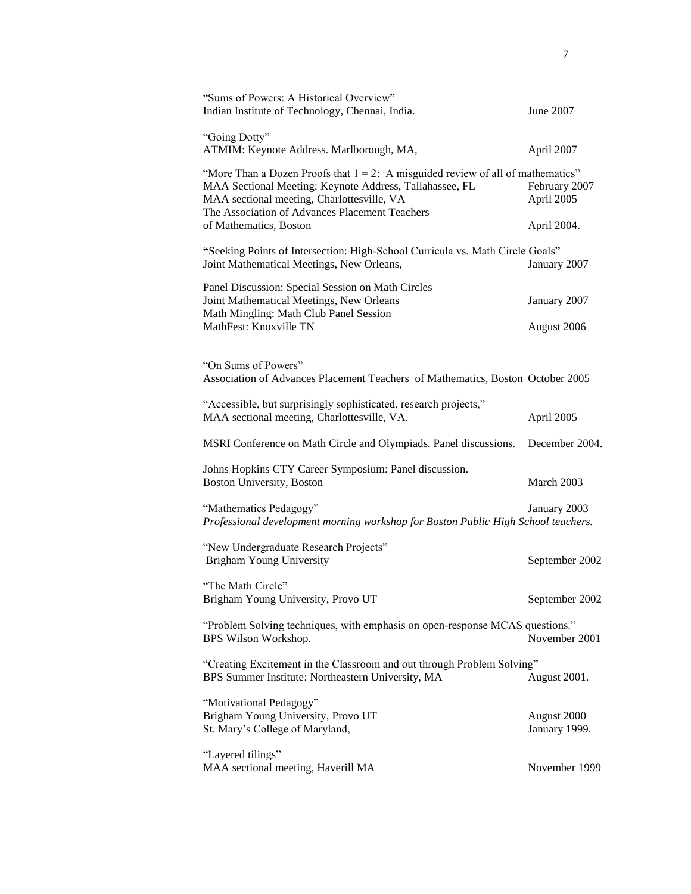"Sums of Powers: A Historical Overview"
Indian Institute of Technology, Chennai, India. June 2007

"Going Dotty"
ATMIM: Keynote Address. Marlborough, MA, April 2007

"More Than a Dozen Proofs that $1 = 2$: A misguided review of all of mathematics"
MAA Sectional Meeting: Keynote Address, Tallahassee, FL February 2007
MAA sectional meeting, Charlottesville, VA April 2005
The Association of Advances Placement Teachers
of Mathematics, Boston April 2004.

"Seeking Points of Intersection: High-School Curricula vs. Math Circle Goals"
Joint Mathematical Meetings, New Orleans, January 2007

Panel Discussion: Special Session on Math Circles
Joint Mathematical Meetings, New Orleans January 2007
Math Mingling: Math Club Panel Session
MathFest: Knoxville TN August 2006

"On Sums of Powers"
Association of Advances Placement Teachers of Mathematics, Boston October 2005

"Accessible, but surprisingly sophisticated, research projects,"
MAA sectional meeting, Charlottesville, VA. April 2005

MSRI Conference on Math Circle and Olympiads. Panel discussions. December 2004.

Johns Hopkins CTY Career Symposium: Panel discussion.
Boston University, Boston March 2003

"Mathematics Pedagogy" January 2003
*Professional development morning workshop for Boston Public High School teachers.*

"New Undergraduate Research Projects"
Brigham Young University September 2002

"The Math Circle"
Brigham Young University, Provo UT September 2002

"Problem Solving techniques, with emphasis on open-response MCAS questions."
BPS Wilson Workshop. November 2001

"Creating Excitement in the Classroom and out through Problem Solving"
BPS Summer Institute: Northeastern University, MA August 2001.

"Motivational Pedagogy"
Brigham Young University, Provo UT August 2000
St. Mary's College of Maryland, January 1999.

"Layered tilings"
MAA sectional meeting, Haverill MA November 1999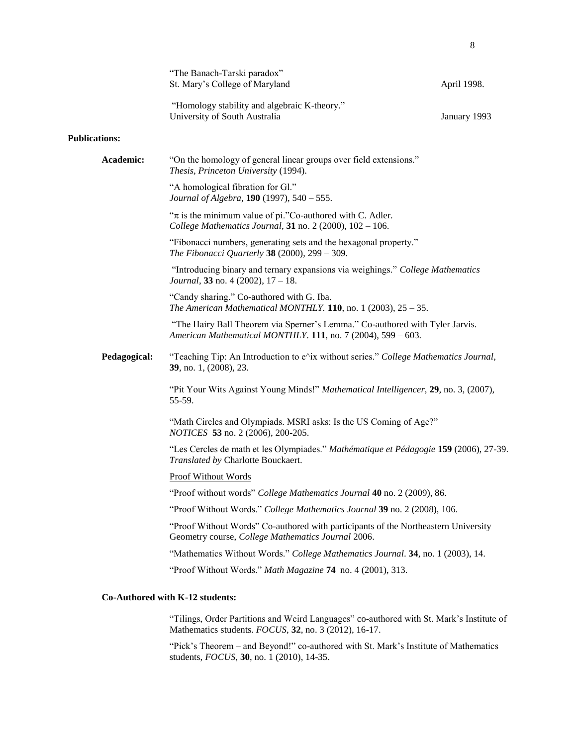"The Banach-Tarski paradox"
St. Mary's College of Maryland — April 1998.

"Homology stability and algebraic K-theory."
University of South Australia — January 1993

**Publications:**

**Academic:**

"On the homology of general linear groups over field extensions."
*Thesis, Princeton University* (1994).

"A homological fibration for Gl."
*Journal of Algebra,* **190** (1997), 540 – 555.

"$\pi$ is the minimum value of pi."Co-authored with C. Adler.
*College Mathematics Journal,* **31** no. 2 (2000), 102 – 106.

"Fibonacci numbers, generating sets and the hexagonal property."
*The Fibonacci Quarterly* **38** (2000), 299 – 309.

"Introducing binary and ternary expansions via weighings." *College Mathematics Journal*, **33** no. 4 (2002), 17 – 18.

"Candy sharing." Co-authored with G. Iba.
*The American Mathematical MONTHLY.* **110**, no. 1 (2003), 25 – 35.

"The Hairy Ball Theorem via Sperner's Lemma." Co-authored with Tyler Jarvis.
*American Mathematical MONTHLY*. **111**, no. 7 (2004), 599 – 603.

**Pedagogical:**

"Teaching Tip: An Introduction to e^ix without series." *College Mathematics Journal*, **39**, no. 1, (2008), 23.

"Pit Your Wits Against Young Minds!" *Mathematical Intelligencer*, **29**, no. 3, (2007), 55-59.

"Math Circles and Olympiads. MSRI asks: Is the US Coming of Age?"
*NOTICES* **53** no. 2 (2006), 200-205.

"Les Cercles de math et les Olympiades." *Mathématique et Pédagogie* **159** (2006), 27-39. *Translated by* Charlotte Bouckaert.

Proof Without Words

"Proof without words" *College Mathematics Journal* **40** no. 2 (2009), 86.

"Proof Without Words." *College Mathematics Journal* **39** no. 2 (2008), 106.

"Proof Without Words" Co-authored with participants of the Northeastern University Geometry course, *College Mathematics Journal* 2006.

"Mathematics Without Words." *College Mathematics Journal*. **34**, no. 1 (2003), 14.

"Proof Without Words." *Math Magazine* **74** no. 4 (2001), 313.

**Co-Authored with K-12 students:**

"Tilings, Order Partitions and Weird Languages" co-authored with St. Mark's Institute of Mathematics students. *FOCUS*, **32**, no. 3 (2012), 16-17.

"Pick's Theorem – and Beyond!" co-authored with St. Mark's Institute of Mathematics students, *FOCUS*, **30**, no. 1 (2010), 14-35.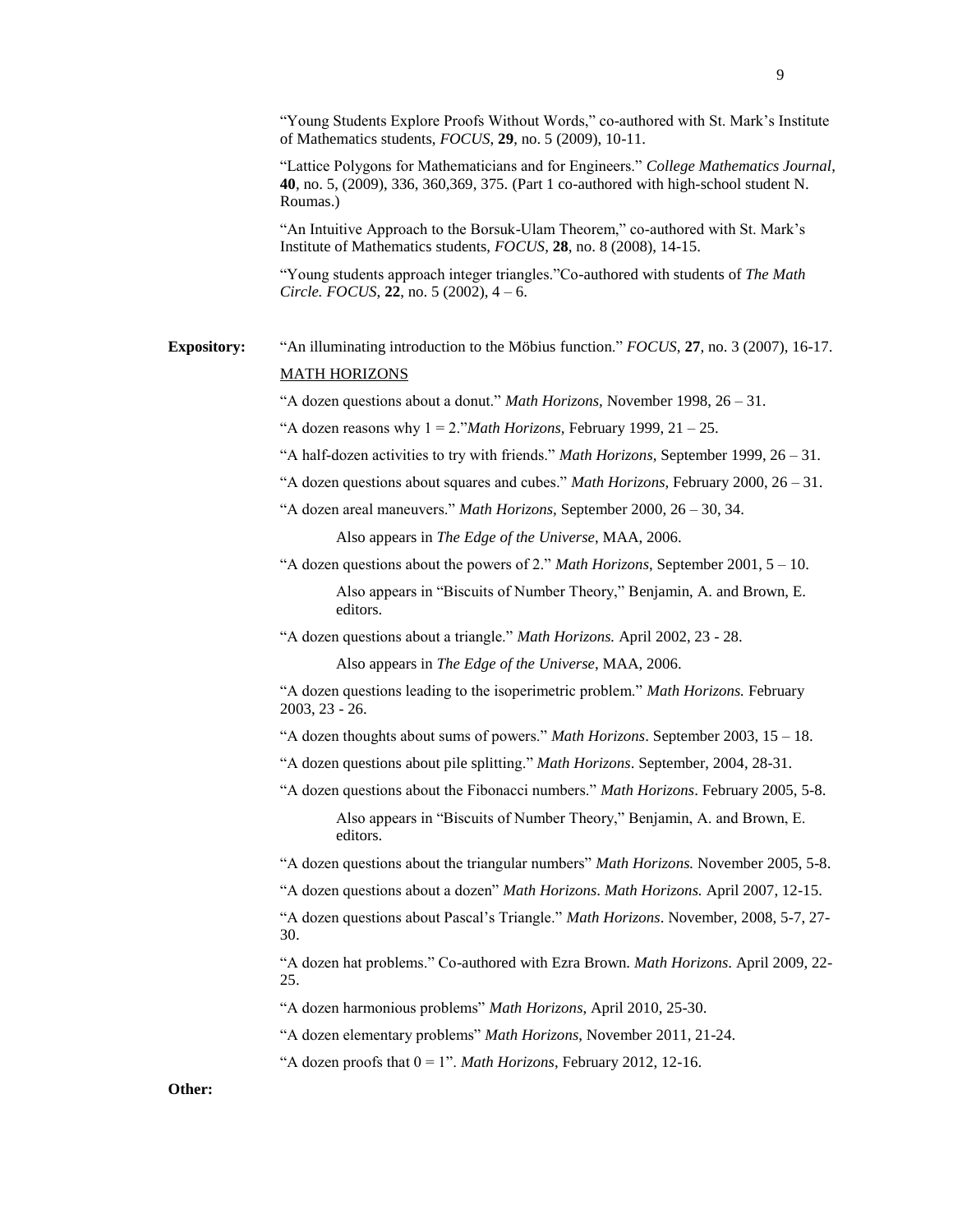"Young Students Explore Proofs Without Words," co-authored with St. Mark's Institute of Mathematics students, *FOCUS*, **29**, no. 5 (2009), 10-11.

"Lattice Polygons for Mathematicians and for Engineers." *College Mathematics Journal*, **40**, no. 5, (2009), 336, 360,369, 375. (Part 1 co-authored with high-school student N. Roumas.)

"An Intuitive Approach to the Borsuk-Ulam Theorem," co-authored with St. Mark's Institute of Mathematics students, *FOCUS*, **28**, no. 8 (2008), 14-15.

"Young students approach integer triangles."Co-authored with students of *The Math Circle. FOCUS,* **22**, no. 5 (2002), 4 – 6.

**Expository:** "An illuminating introduction to the Möbius function." *FOCUS*, **27**, no. 3 (2007), 16-17.

MATH HORIZONS

"A dozen questions about a donut." *Math Horizons,* November 1998, 26 – 31.

"A dozen reasons why 1 = 2."*Math Horizons,* February 1999, 21 – 25.

"A half-dozen activities to try with friends." *Math Horizons,* September 1999, 26 – 31.

"A dozen questions about squares and cubes." *Math Horizons,* February 2000, 26 – 31.

"A dozen areal maneuvers." *Math Horizons,* September 2000, 26 – 30, 34.

Also appears in *The Edge of the Universe*, MAA, 2006.

"A dozen questions about the powers of 2." *Math Horizons*, September 2001, 5 – 10.

Also appears in "Biscuits of Number Theory," Benjamin, A. and Brown, E. editors.

"A dozen questions about a triangle." *Math Horizons.* April 2002, 23 - 28.

Also appears in *The Edge of the Universe*, MAA, 2006.

"A dozen questions leading to the isoperimetric problem." *Math Horizons.* February 2003, 23 - 26.

"A dozen thoughts about sums of powers." *Math Horizons*. September 2003, 15 – 18.

"A dozen questions about pile splitting." *Math Horizons*. September, 2004, 28-31.

"A dozen questions about the Fibonacci numbers." *Math Horizons*. February 2005, 5-8.

Also appears in "Biscuits of Number Theory," Benjamin, A. and Brown, E. editors.

"A dozen questions about the triangular numbers" *Math Horizons.* November 2005, 5-8.

"A dozen questions about a dozen" *Math Horizons*. *Math Horizons.* April 2007, 12-15.

"A dozen questions about Pascal's Triangle." *Math Horizons*. November, 2008, 5-7, 27-30.

"A dozen hat problems." Co-authored with Ezra Brown. *Math Horizons*. April 2009, 22-25.

"A dozen harmonious problems" *Math Horizons*, April 2010, 25-30.

"A dozen elementary problems" *Math Horizons*, November 2011, 21-24.

"A dozen proofs that 0 = 1". *Math Horizons*, February 2012, 12-16.

**Other:**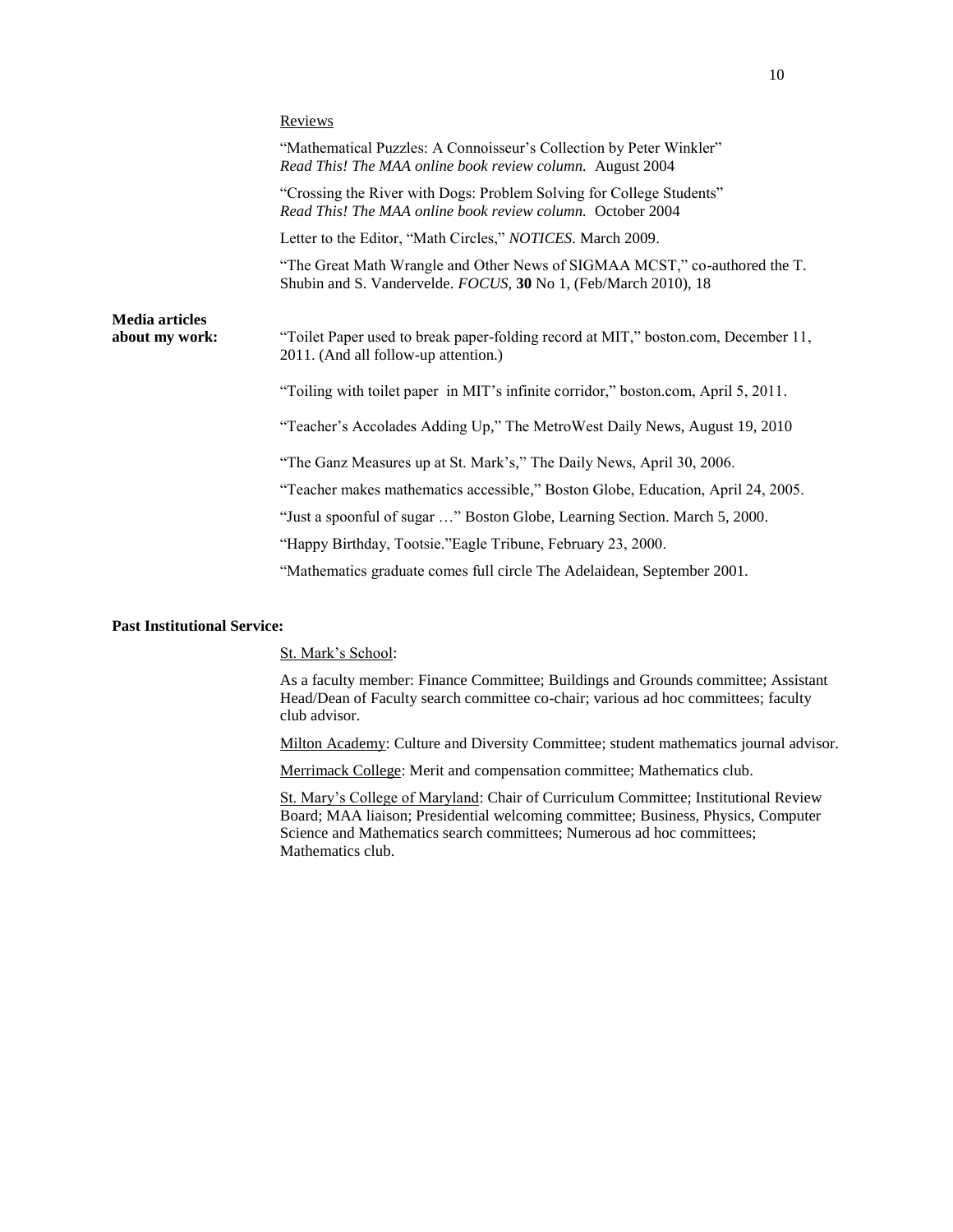Reviews

"Mathematical Puzzles: A Connoisseur's Collection by Peter Winkler"
*Read This! The MAA online book review column.* August 2004

"Crossing the River with Dogs: Problem Solving for College Students"
*Read This! The MAA online book review column.* October 2004

Letter to the Editor, "Math Circles," *NOTICES*. March 2009.

"The Great Math Wrangle and Other News of SIGMAA MCST," co-authored the T. Shubin and S. Vandervelde. *FOCUS*, **30** No 1, (Feb/March 2010), 18

**Media articles about my work:**

"Toilet Paper used to break paper-folding record at MIT," boston.com, December 11, 2011. (And all follow-up attention.)

"Toiling with toilet paper in MIT's infinite corridor," boston.com, April 5, 2011.

"Teacher's Accolades Adding Up," The MetroWest Daily News, August 19, 2010

"The Ganz Measures up at St. Mark's," The Daily News, April 30, 2006.

"Teacher makes mathematics accessible," Boston Globe, Education, April 24, 2005.

"Just a spoonful of sugar …" Boston Globe, Learning Section. March 5, 2000.

"Happy Birthday, Tootsie."Eagle Tribune, February 23, 2000.

"Mathematics graduate comes full circle The Adelaidean, September 2001.

**Past Institutional Service:**

St. Mark's School:

As a faculty member: Finance Committee; Buildings and Grounds committee; Assistant Head/Dean of Faculty search committee co-chair; various ad hoc committees; faculty club advisor.

Milton Academy: Culture and Diversity Committee; student mathematics journal advisor.

Merrimack College: Merit and compensation committee; Mathematics club.

St. Mary's College of Maryland: Chair of Curriculum Committee; Institutional Review Board; MAA liaison; Presidential welcoming committee; Business, Physics, Computer Science and Mathematics search committees; Numerous ad hoc committees; Mathematics club.